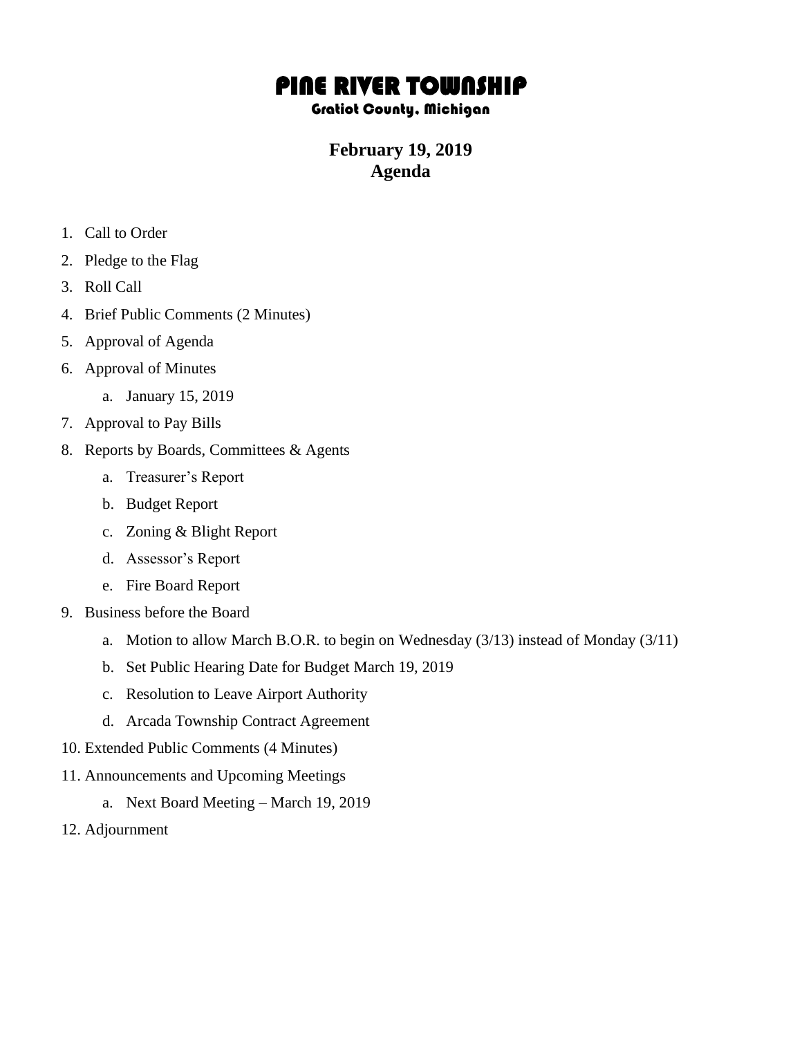# PINE RIVER TOWNSHIP

## Gratiot County, Michigan

**February 19, 2019**
**Agenda**

1. Call to Order
2. Pledge to the Flag
3. Roll Call
4. Brief Public Comments (2 Minutes)
5. Approval of Agenda
6. Approval of Minutes
    a. January 15, 2019
7. Approval to Pay Bills
8. Reports by Boards, Committees & Agents
    a. Treasurer's Report
    b. Budget Report
    c. Zoning & Blight Report
    d. Assessor's Report
    e. Fire Board Report
9. Business before the Board
    a. Motion to allow March B.O.R. to begin on Wednesday (3/13) instead of Monday (3/11)
    b. Set Public Hearing Date for Budget March 19, 2019
    c. Resolution to Leave Airport Authority
    d. Arcada Township Contract Agreement
10. Extended Public Comments (4 Minutes)
11. Announcements and Upcoming Meetings
    a. Next Board Meeting – March 19, 2019
12. Adjournment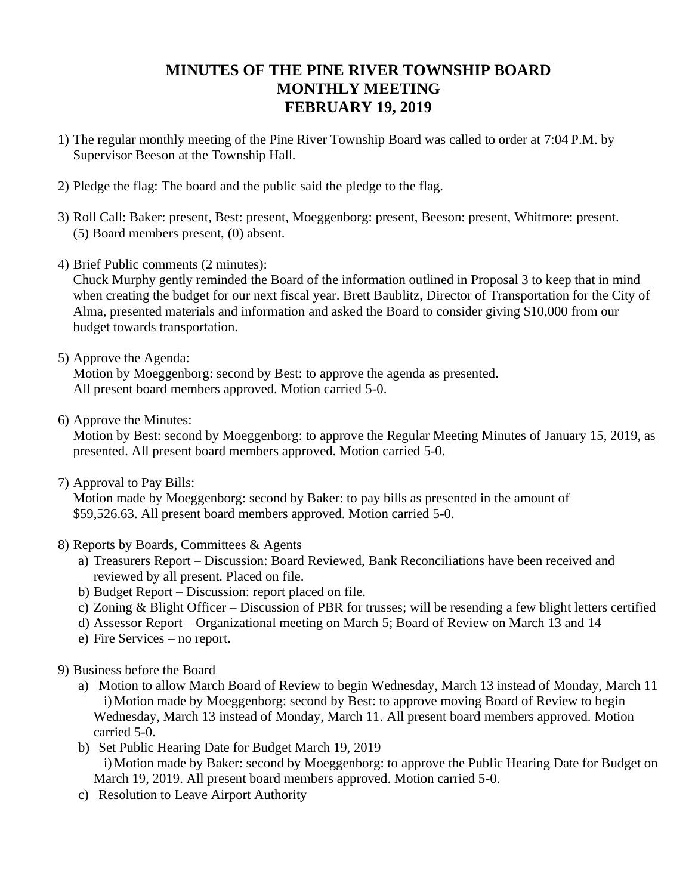# MINUTES OF THE PINE RIVER TOWNSHIP BOARD MONTHLY MEETING FEBRUARY 19, 2019

1) The regular monthly meeting of the Pine River Township Board was called to order at 7:04 P.M. by Supervisor Beeson at the Township Hall.

2) Pledge the flag: The board and the public said the pledge to the flag.

3) Roll Call: Baker: present, Best: present, Moeggenborg: present, Beeson: present, Whitmore: present. (5) Board members present, (0) absent.

4) Brief Public comments (2 minutes):
   Chuck Murphy gently reminded the Board of the information outlined in Proposal 3 to keep that in mind when creating the budget for our next fiscal year. Brett Baublitz, Director of Transportation for the City of Alma, presented materials and information and asked the Board to consider giving $10,000 from our budget towards transportation.

5) Approve the Agenda:
   Motion by Moeggenborg: second by Best: to approve the agenda as presented.
   All present board members approved. Motion carried 5-0.

6) Approve the Minutes:
   Motion by Best: second by Moeggenborg: to approve the Regular Meeting Minutes of January 15, 2019, as presented. All present board members approved. Motion carried 5-0.

7) Approval to Pay Bills:
   Motion made by Moeggenborg: second by Baker: to pay bills as presented in the amount of $59,526.63. All present board members approved. Motion carried 5-0.

8) Reports by Boards, Committees & Agents
   a) Treasurers Report – Discussion: Board Reviewed, Bank Reconciliations have been received and reviewed by all present. Placed on file.
   b) Budget Report – Discussion: report placed on file.
   c) Zoning & Blight Officer – Discussion of PBR for trusses; will be resending a few blight letters certified
   d) Assessor Report – Organizational meeting on March 5; Board of Review on March 13 and 14
   e) Fire Services – no report.

9) Business before the Board
   a) Motion to allow March Board of Review to begin Wednesday, March 13 instead of Monday, March 11
      i) Motion made by Moeggenborg: second by Best: to approve moving Board of Review to begin Wednesday, March 13 instead of Monday, March 11. All present board members approved. Motion carried 5-0.
   b) Set Public Hearing Date for Budget March 19, 2019
      i) Motion made by Baker: second by Moeggenborg: to approve the Public Hearing Date for Budget on March 19, 2019. All present board members approved. Motion carried 5-0.
   c) Resolution to Leave Airport Authority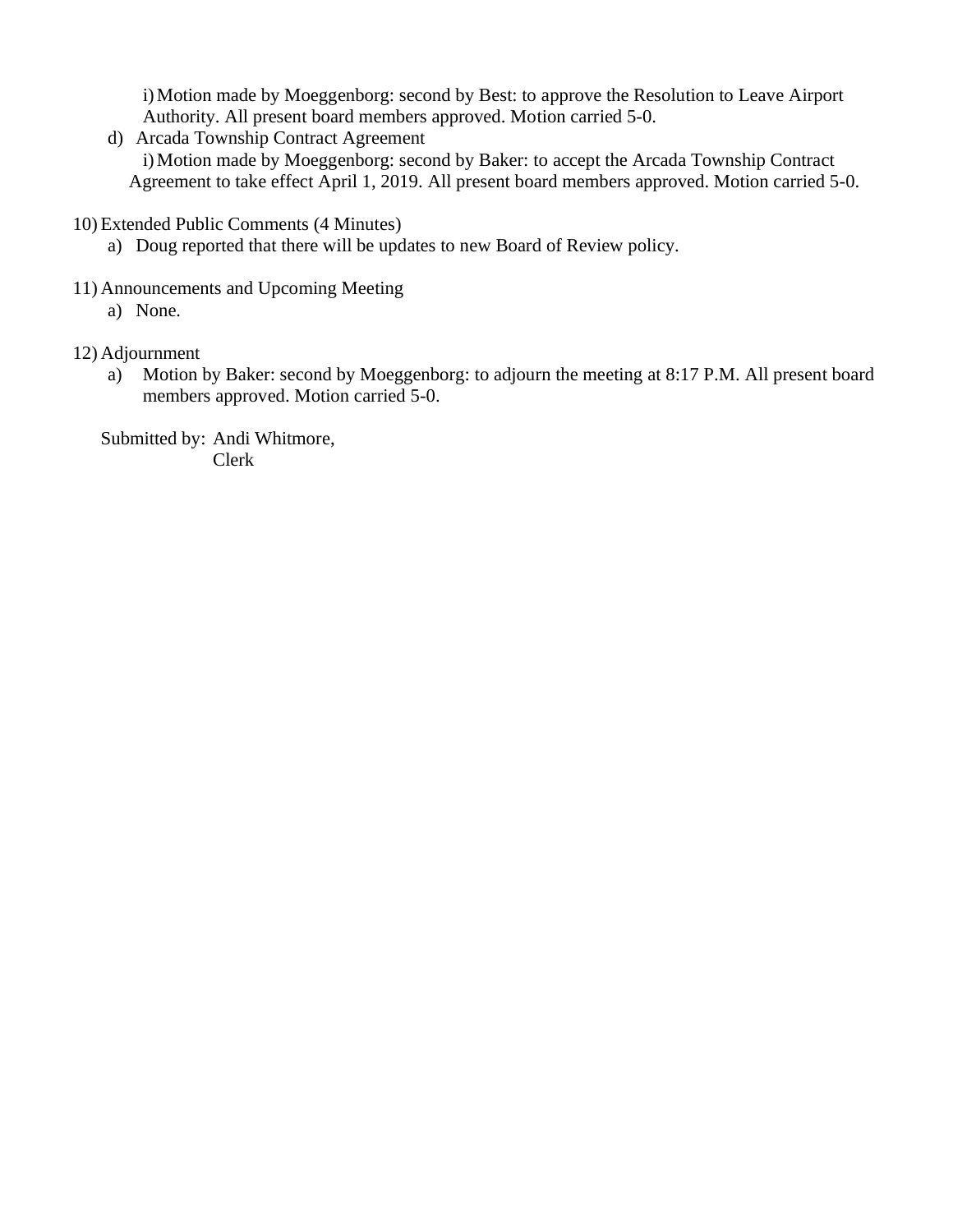i) Motion made by Moeggenborg: second by Best: to approve the Resolution to Leave Airport Authority. All present board members approved. Motion carried 5-0.

d) Arcada Township Contract Agreement

i) Motion made by Moeggenborg: second by Baker: to accept the Arcada Township Contract Agreement to take effect April 1, 2019. All present board members approved. Motion carried 5-0.

10) Extended Public Comments (4 Minutes)

a) Doug reported that there will be updates to new Board of Review policy.

11) Announcements and Upcoming Meeting

a) None.

12) Adjournment

a) Motion by Baker: second by Moeggenborg: to adjourn the meeting at 8:17 P.M. All present board members approved. Motion carried 5-0.

Submitted by: Andi Whitmore,
Clerk